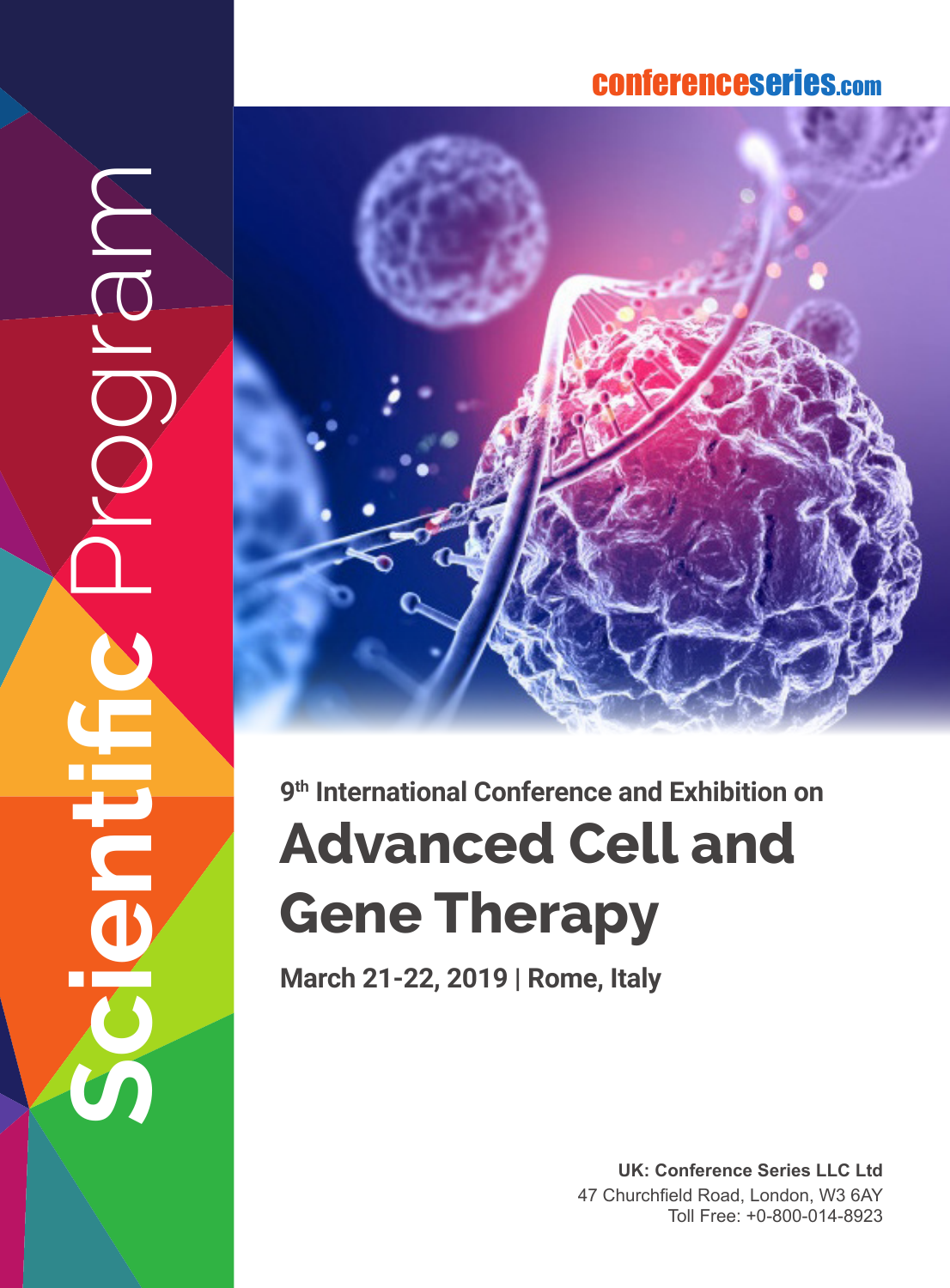conferenceseries.com

Scientific Program

9th International Conference and Exhibition on

# Advanced Cell and Gene Therapy

**March 21-22, 2019 | Rome, Italy**

**UK: Conference Series LLC Ltd**
47 Churchfield Road, London, W3 6AY
Toll Free: +0-800-014-8923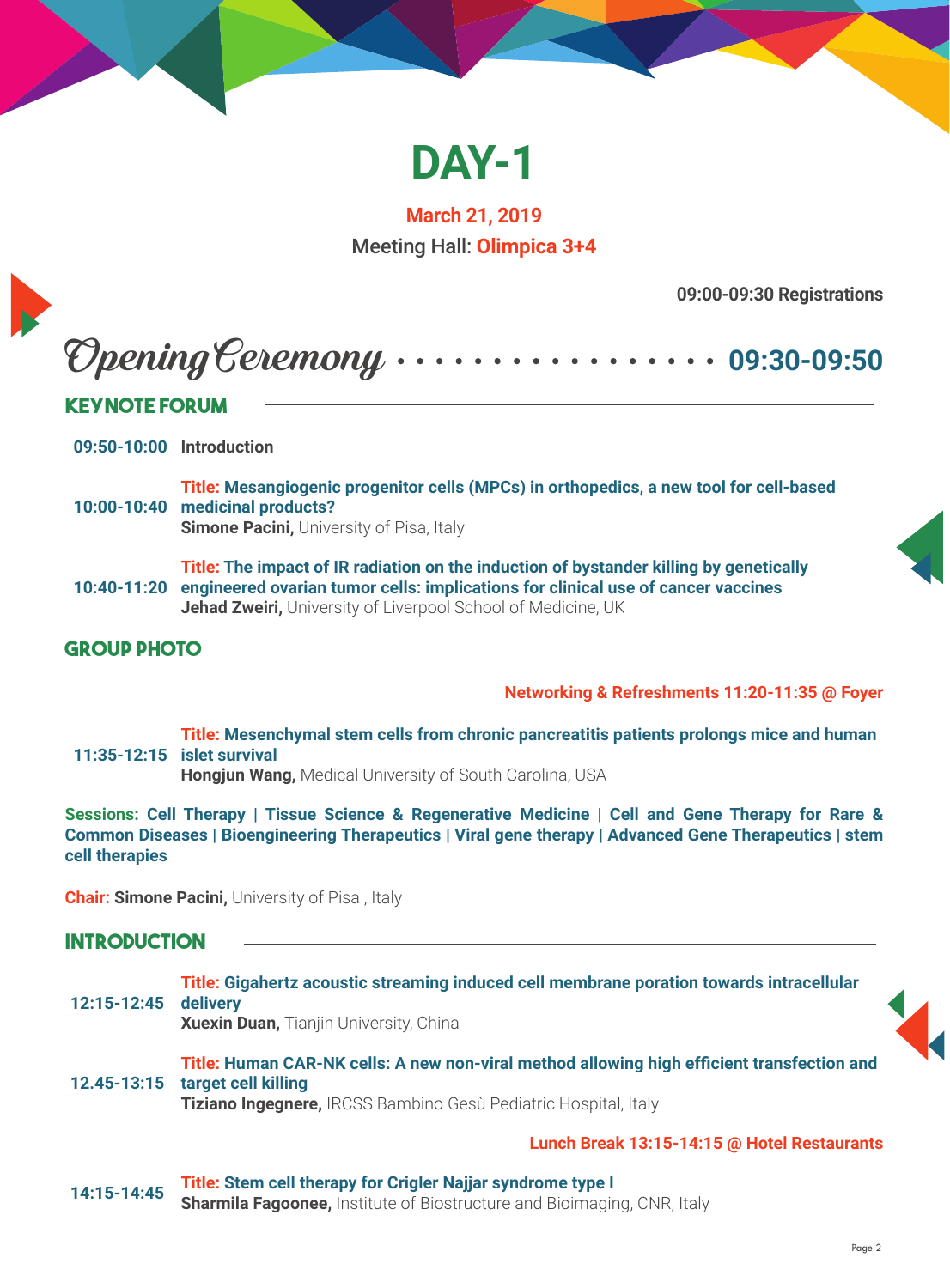# DAY-1

**March 21, 2019**

Meeting Hall: **Olimpica 3+4**

**09:00-09:30 Registrations**

## Opening Ceremony ................. 09:30-09:50

## KEYNOTE FORUM

**09:50-10:00** **Introduction**

**10:00-10:40** **Title: Mesangiogenic progenitor cells (MPCs) in orthopedics, a new tool for cell-based medicinal products?**
**Simone Pacini,** University of Pisa, Italy

**10:40-11:20** **Title: The impact of IR radiation on the induction of bystander killing by genetically engineered ovarian tumor cells: implications for clinical use of cancer vaccines**
**Jehad Zweiri,** University of Liverpool School of Medicine, UK

## GROUP PHOTO

**Networking & Refreshments 11:20-11:35 @ Foyer**

**11:35-12:15** **Title: Mesenchymal stem cells from chronic pancreatitis patients prolongs mice and human islet survival**
**Hongjun Wang,** Medical University of South Carolina, USA

**Sessions: Cell Therapy | Tissue Science & Regenerative Medicine | Cell and Gene Therapy for Rare & Common Diseases | Bioengineering Therapeutics | Viral gene therapy | Advanced Gene Therapeutics | stem cell therapies**

**Chair: Simone Pacini,** University of Pisa , Italy

## INTRODUCTION

**12:15-12:45** **Title: Gigahertz acoustic streaming induced cell membrane poration towards intracellular delivery**
**Xuexin Duan,** Tianjin University, China

**12.45-13:15** **Title: Human CAR-NK cells: A new non-viral method allowing high efficient transfection and target cell killing**
**Tiziano Ingegnere,** IRCSS Bambino Gesù Pediatric Hospital, Italy

**Lunch Break 13:15-14:15 @ Hotel Restaurants**

**14:15-14:45** **Title: Stem cell therapy for Crigler Najjar syndrome type I**
**Sharmila Fagoonee,** Institute of Biostructure and Bioimaging, CNR, Italy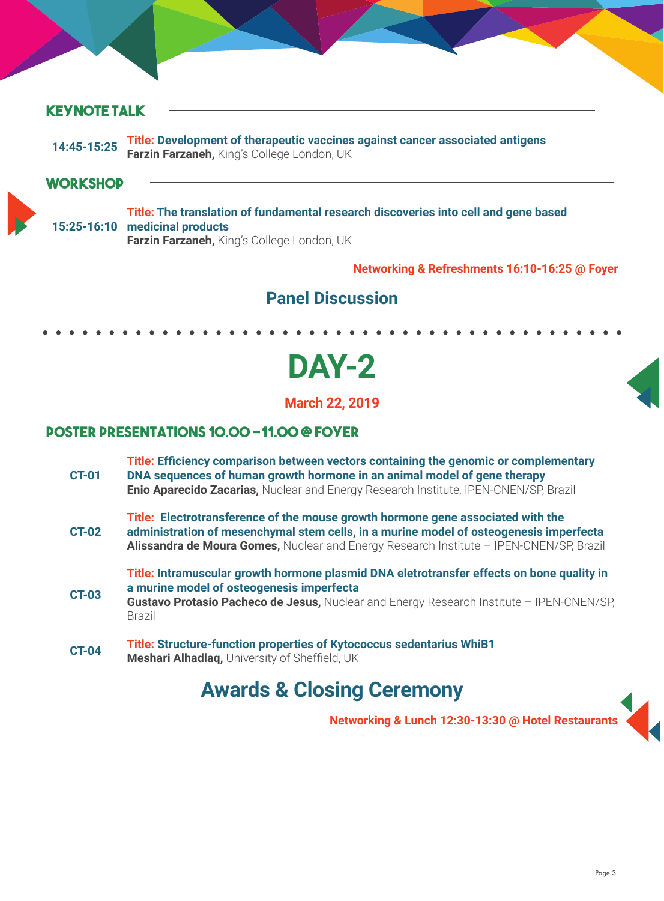## KEYNOTE TALK

**14:45-15:25** **Title: Development of therapeutic vaccines against cancer associated antigens**
**Farzin Farzaneh,** King's College London, UK

## WORKSHOP

**15:25-16:10** **Title: The translation of fundamental research discoveries into cell and gene based medicinal products**
**Farzin Farzaneh,** King's College London, UK

**Networking & Refreshments 16:10-16:25 @ Foyer**

## Panel Discussion

# DAY-2

**March 22, 2019**

## POSTER PRESENTATIONS 10.00 –11.00 @ FOYER

**CT-01** **Title: Efficiency comparison between vectors containing the genomic or complementary DNA sequences of human growth hormone in an animal model of gene therapy**
**Enio Aparecido Zacarias,** Nuclear and Energy Research Institute, IPEN-CNEN/SP, Brazil

**CT-02** **Title: Electrotransference of the mouse growth hormone gene associated with the administration of mesenchymal stem cells, in a murine model of osteogenesis imperfecta**
**Alissandra de Moura Gomes,** Nuclear and Energy Research Institute – IPEN-CNEN/SP, Brazil

**CT-03** **Title: Intramuscular growth hormone plasmid DNA eletrotransfer effects on bone quality in a murine model of osteogenesis imperfecta**
**Gustavo Protasio Pacheco de Jesus,** Nuclear and Energy Research Institute – IPEN-CNEN/SP, Brazil

**CT-04** **Title: Structure-function properties of Kytococcus sedentarius WhiB1**
**Meshari Alhadlaq,** University of Sheffield, UK

## Awards & Closing Ceremony

**Networking & Lunch 12:30-13:30 @ Hotel Restaurants**